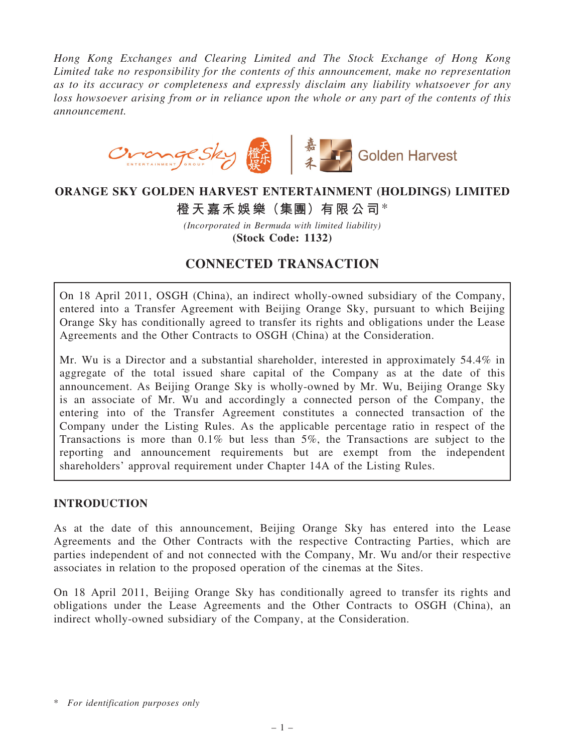*Hong Kong Exchanges and Clearing Limited and The Stock Exchange of Hong Kong Limited take no responsibility for the contents of this announcement, make no representation as to its accuracy or completeness and expressly disclaim any liability whatsoever for any loss howsoever arising from or in reliance upon the whole or any part of the contents of this announcement.*

# ORANGE SKY GOLDEN HARVEST ENTERTAINMENT (HOLDINGS) LIMITED

# 橙天嘉禾娛樂（集團）有限公司*

*(Incorporated in Bermuda with limited liability)*

**(Stock Code: 1132)**

## CONNECTED TRANSACTION

On 18 April 2011, OSGH (China), an indirect wholly-owned subsidiary of the Company, entered into a Transfer Agreement with Beijing Orange Sky, pursuant to which Beijing Orange Sky has conditionally agreed to transfer its rights and obligations under the Lease Agreements and the Other Contracts to OSGH (China) at the Consideration.

Mr. Wu is a Director and a substantial shareholder, interested in approximately 54.4% in aggregate of the total issued share capital of the Company as at the date of this announcement. As Beijing Orange Sky is wholly-owned by Mr. Wu, Beijing Orange Sky is an associate of Mr. Wu and accordingly a connected person of the Company, the entering into of the Transfer Agreement constitutes a connected transaction of the Company under the Listing Rules. As the applicable percentage ratio in respect of the Transactions is more than 0.1% but less than 5%, the Transactions are subject to the reporting and announcement requirements but are exempt from the independent shareholders' approval requirement under Chapter 14A of the Listing Rules.

## INTRODUCTION

As at the date of this announcement, Beijing Orange Sky has entered into the Lease Agreements and the Other Contracts with the respective Contracting Parties, which are parties independent of and not connected with the Company, Mr. Wu and/or their respective associates in relation to the proposed operation of the cinemas at the Sites.

On 18 April 2011, Beijing Orange Sky has conditionally agreed to transfer its rights and obligations under the Lease Agreements and the Other Contracts to OSGH (China), an indirect wholly-owned subsidiary of the Company, at the Consideration.

\* *For identification purposes only*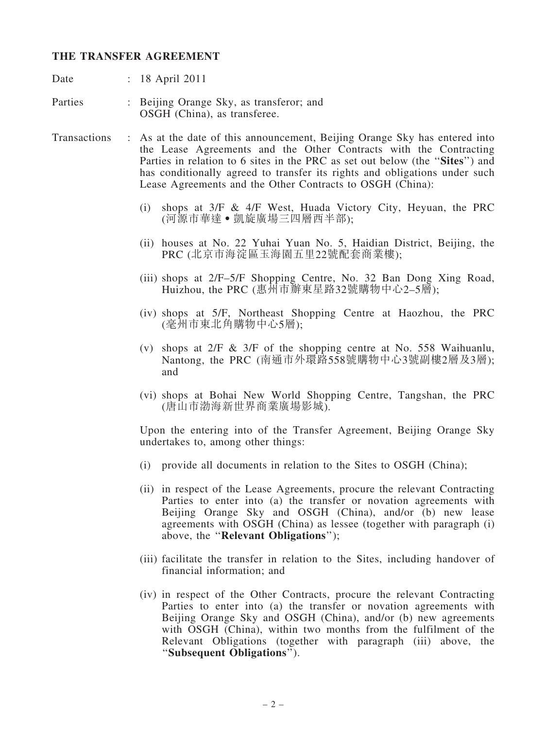## THE TRANSFER AGREEMENT

Date : 18 April 2011

Parties : Beijing Orange Sky, as transferor; and OSGH (China), as transferee.

Transactions : As at the date of this announcement, Beijing Orange Sky has entered into the Lease Agreements and the Other Contracts with the Contracting Parties in relation to 6 sites in the PRC as set out below (the "**Sites**") and has conditionally agreed to transfer its rights and obligations under such Lease Agreements and the Other Contracts to OSGH (China):

(i) shops at 3/F & 4/F West, Huada Victory City, Heyuan, the PRC (河源市華達 • 凱旋廣場三四層西半部);

(ii) houses at No. 22 Yuhai Yuan No. 5, Haidian District, Beijing, the PRC (北京市海淀區玉海園五里22號配套商業樓);

(iii) shops at 2/F–5/F Shopping Centre, No. 32 Ban Dong Xing Road, Huizhou, the PRC (惠州市辦東星路32號購物中心2–5層);

(iv) shops at 5/F, Northeast Shopping Centre at Haozhou, the PRC (亳州市東北角購物中心5層);

(v) shops at 2/F & 3/F of the shopping centre at No. 558 Waihuanlu, Nantong, the PRC (南通市外環路558號購物中心3號副樓2層及3層); and

(vi) shops at Bohai New World Shopping Centre, Tangshan, the PRC (唐山市渤海新世界商業廣場影城).

Upon the entering into of the Transfer Agreement, Beijing Orange Sky undertakes to, among other things:

(i) provide all documents in relation to the Sites to OSGH (China);

(ii) in respect of the Lease Agreements, procure the relevant Contracting Parties to enter into (a) the transfer or novation agreements with Beijing Orange Sky and OSGH (China), and/or (b) new lease agreements with OSGH (China) as lessee (together with paragraph (i) above, the "**Relevant Obligations**");

(iii) facilitate the transfer in relation to the Sites, including handover of financial information; and

(iv) in respect of the Other Contracts, procure the relevant Contracting Parties to enter into (a) the transfer or novation agreements with Beijing Orange Sky and OSGH (China), and/or (b) new agreements with OSGH (China), within two months from the fulfilment of the Relevant Obligations (together with paragraph (iii) above, the "**Subsequent Obligations**").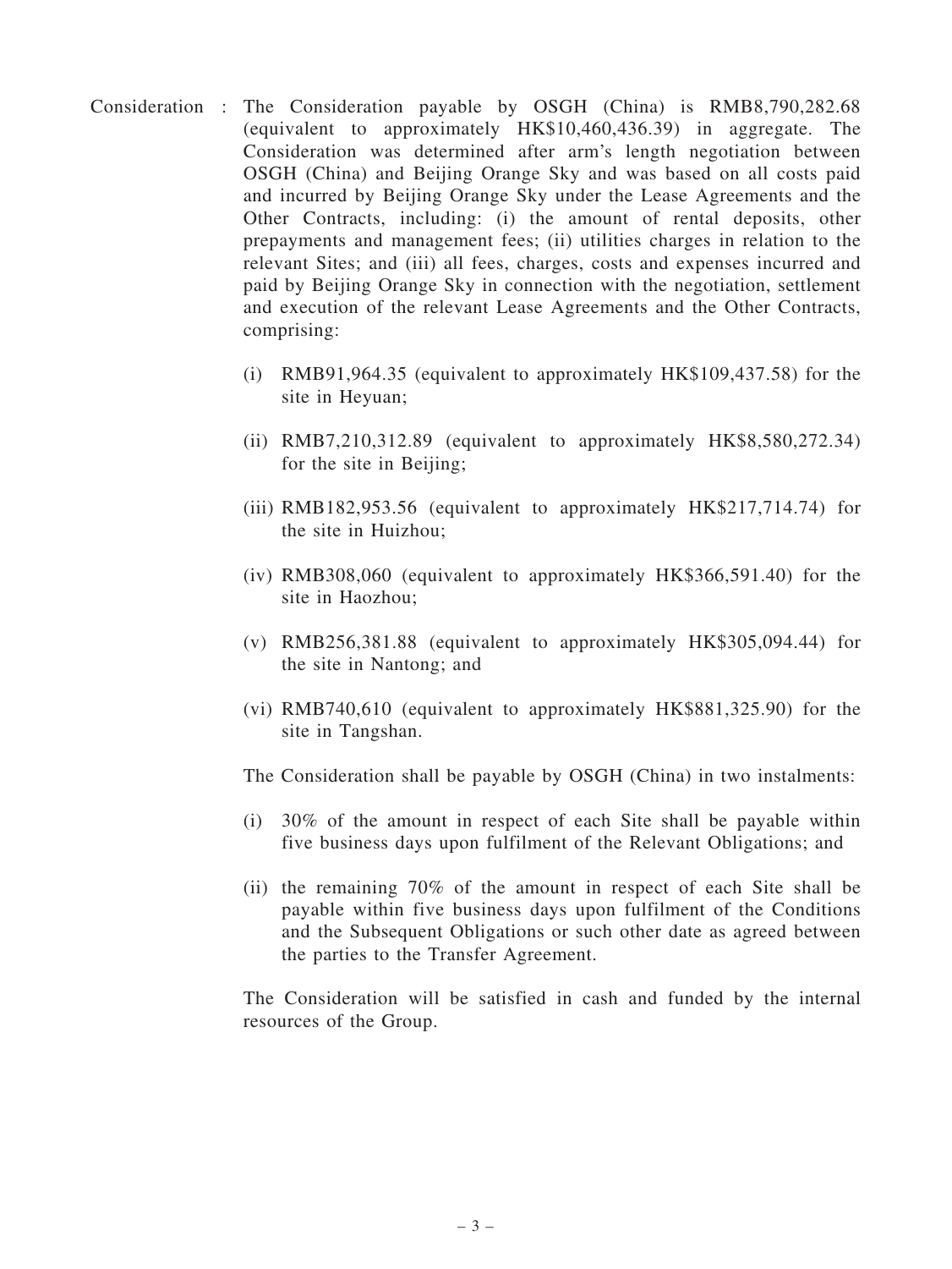Consideration : The Consideration payable by OSGH (China) is RMB8,790,282.68 (equivalent to approximately HK$10,460,436.39) in aggregate. The Consideration was determined after arm's length negotiation between OSGH (China) and Beijing Orange Sky and was based on all costs paid and incurred by Beijing Orange Sky under the Lease Agreements and the Other Contracts, including: (i) the amount of rental deposits, other prepayments and management fees; (ii) utilities charges in relation to the relevant Sites; and (iii) all fees, charges, costs and expenses incurred and paid by Beijing Orange Sky in connection with the negotiation, settlement and execution of the relevant Lease Agreements and the Other Contracts, comprising:

(i) RMB91,964.35 (equivalent to approximately HK$109,437.58) for the site in Heyuan;

(ii) RMB7,210,312.89 (equivalent to approximately HK$8,580,272.34) for the site in Beijing;

(iii) RMB182,953.56 (equivalent to approximately HK$217,714.74) for the site in Huizhou;

(iv) RMB308,060 (equivalent to approximately HK$366,591.40) for the site in Haozhou;

(v) RMB256,381.88 (equivalent to approximately HK$305,094.44) for the site in Nantong; and

(vi) RMB740,610 (equivalent to approximately HK$881,325.90) for the site in Tangshan.

The Consideration shall be payable by OSGH (China) in two instalments:

(i) 30% of the amount in respect of each Site shall be payable within five business days upon fulfilment of the Relevant Obligations; and

(ii) the remaining 70% of the amount in respect of each Site shall be payable within five business days upon fulfilment of the Conditions and the Subsequent Obligations or such other date as agreed between the parties to the Transfer Agreement.

The Consideration will be satisfied in cash and funded by the internal resources of the Group.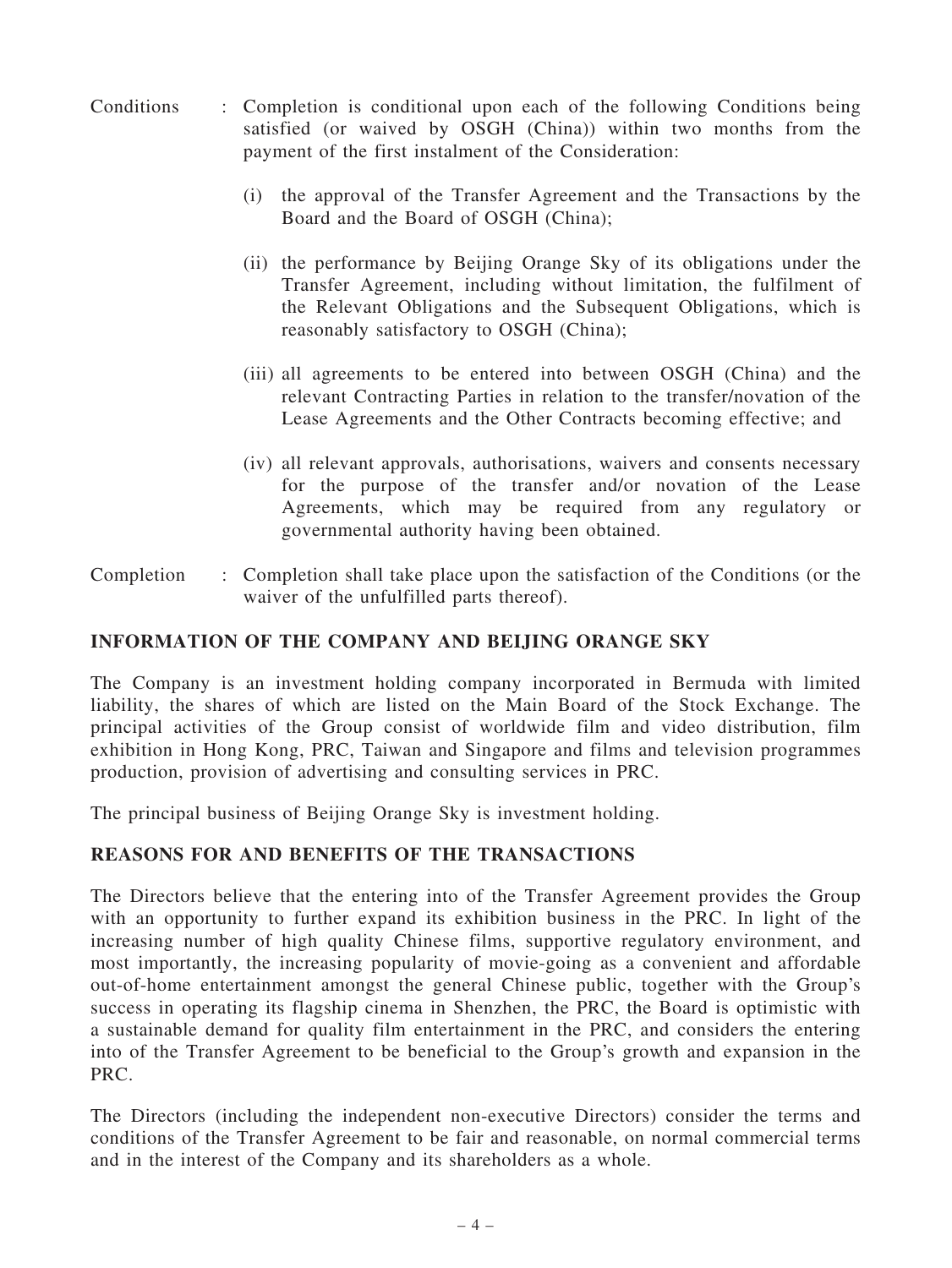Conditions : Completion is conditional upon each of the following Conditions being satisfied (or waived by OSGH (China)) within two months from the payment of the first instalment of the Consideration:

(i) the approval of the Transfer Agreement and the Transactions by the Board and the Board of OSGH (China);

(ii) the performance by Beijing Orange Sky of its obligations under the Transfer Agreement, including without limitation, the fulfilment of the Relevant Obligations and the Subsequent Obligations, which is reasonably satisfactory to OSGH (China);

(iii) all agreements to be entered into between OSGH (China) and the relevant Contracting Parties in relation to the transfer/novation of the Lease Agreements and the Other Contracts becoming effective; and

(iv) all relevant approvals, authorisations, waivers and consents necessary for the purpose of the transfer and/or novation of the Lease Agreements, which may be required from any regulatory or governmental authority having been obtained.

Completion : Completion shall take place upon the satisfaction of the Conditions (or the waiver of the unfulfilled parts thereof).

## INFORMATION OF THE COMPANY AND BEIJING ORANGE SKY

The Company is an investment holding company incorporated in Bermuda with limited liability, the shares of which are listed on the Main Board of the Stock Exchange. The principal activities of the Group consist of worldwide film and video distribution, film exhibition in Hong Kong, PRC, Taiwan and Singapore and films and television programmes production, provision of advertising and consulting services in PRC.

The principal business of Beijing Orange Sky is investment holding.

## REASONS FOR AND BENEFITS OF THE TRANSACTIONS

The Directors believe that the entering into of the Transfer Agreement provides the Group with an opportunity to further expand its exhibition business in the PRC. In light of the increasing number of high quality Chinese films, supportive regulatory environment, and most importantly, the increasing popularity of movie-going as a convenient and affordable out-of-home entertainment amongst the general Chinese public, together with the Group's success in operating its flagship cinema in Shenzhen, the PRC, the Board is optimistic with a sustainable demand for quality film entertainment in the PRC, and considers the entering into of the Transfer Agreement to be beneficial to the Group's growth and expansion in the PRC.

The Directors (including the independent non-executive Directors) consider the terms and conditions of the Transfer Agreement to be fair and reasonable, on normal commercial terms and in the interest of the Company and its shareholders as a whole.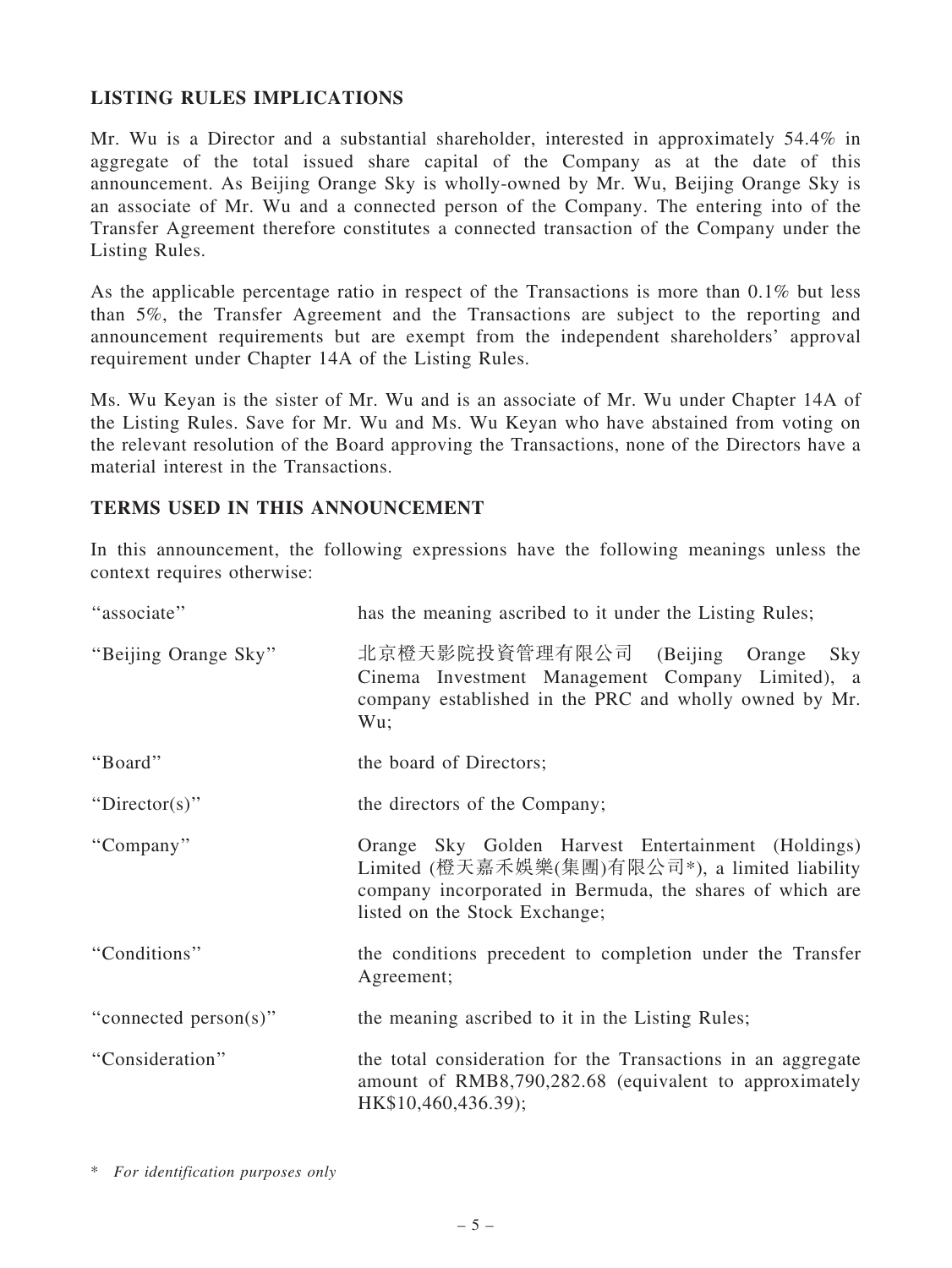## LISTING RULES IMPLICATIONS

Mr. Wu is a Director and a substantial shareholder, interested in approximately 54.4% in aggregate of the total issued share capital of the Company as at the date of this announcement. As Beijing Orange Sky is wholly-owned by Mr. Wu, Beijing Orange Sky is an associate of Mr. Wu and a connected person of the Company. The entering into of the Transfer Agreement therefore constitutes a connected transaction of the Company under the Listing Rules.

As the applicable percentage ratio in respect of the Transactions is more than 0.1% but less than 5%, the Transfer Agreement and the Transactions are subject to the reporting and announcement requirements but are exempt from the independent shareholders' approval requirement under Chapter 14A of the Listing Rules.

Ms. Wu Keyan is the sister of Mr. Wu and is an associate of Mr. Wu under Chapter 14A of the Listing Rules. Save for Mr. Wu and Ms. Wu Keyan who have abstained from voting on the relevant resolution of the Board approving the Transactions, none of the Directors have a material interest in the Transactions.

## TERMS USED IN THIS ANNOUNCEMENT

In this announcement, the following expressions have the following meanings unless the context requires otherwise:

| | |
|---|---|
| "associate" | has the meaning ascribed to it under the Listing Rules; |
| "Beijing Orange Sky" | 北京橙天影院投資管理有限公司 (Beijing Orange Sky Cinema Investment Management Company Limited), a company established in the PRC and wholly owned by Mr. Wu; |
| "Board" | the board of Directors; |
| "Director(s)" | the directors of the Company; |
| "Company" | Orange Sky Golden Harvest Entertainment (Holdings) Limited (橙天嘉禾娛樂(集團)有限公司*), a limited liability company incorporated in Bermuda, the shares of which are listed on the Stock Exchange; |
| "Conditions" | the conditions precedent to completion under the Transfer Agreement; |
| "connected person(s)" | the meaning ascribed to it in the Listing Rules; |
| "Consideration" | the total consideration for the Transactions in an aggregate amount of RMB8,790,282.68 (equivalent to approximately HK$10,460,436.39); |

\* *For identification purposes only*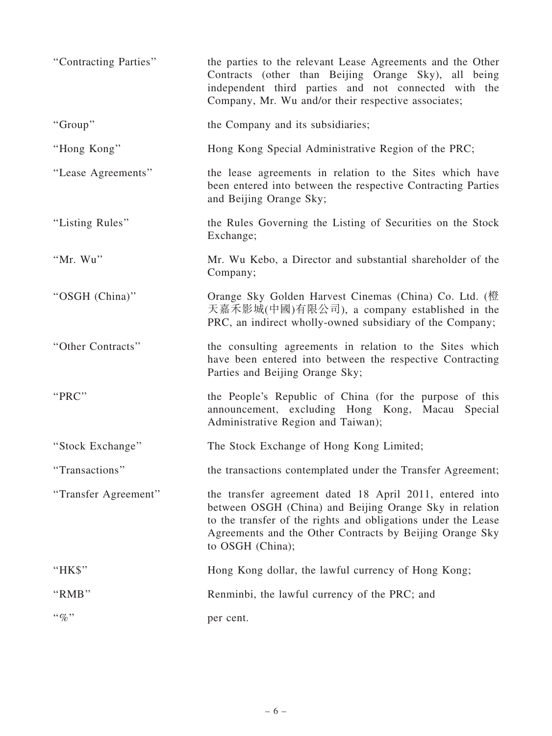| | |
|---|---|
| "Contracting Parties" | the parties to the relevant Lease Agreements and the Other Contracts (other than Beijing Orange Sky), all being independent third parties and not connected with the Company, Mr. Wu and/or their respective associates; |
| "Group" | the Company and its subsidiaries; |
| "Hong Kong" | Hong Kong Special Administrative Region of the PRC; |
| "Lease Agreements" | the lease agreements in relation to the Sites which have been entered into between the respective Contracting Parties and Beijing Orange Sky; |
| "Listing Rules" | the Rules Governing the Listing of Securities on the Stock Exchange; |
| "Mr. Wu" | Mr. Wu Kebo, a Director and substantial shareholder of the Company; |
| "OSGH (China)" | Orange Sky Golden Harvest Cinemas (China) Co. Ltd. (橙天嘉禾影城(中國)有限公司), a company established in the PRC, an indirect wholly-owned subsidiary of the Company; |
| "Other Contracts" | the consulting agreements in relation to the Sites which have been entered into between the respective Contracting Parties and Beijing Orange Sky; |
| "PRC" | the People's Republic of China (for the purpose of this announcement, excluding Hong Kong, Macau Special Administrative Region and Taiwan); |
| "Stock Exchange" | The Stock Exchange of Hong Kong Limited; |
| "Transactions" | the transactions contemplated under the Transfer Agreement; |
| "Transfer Agreement" | the transfer agreement dated 18 April 2011, entered into between OSGH (China) and Beijing Orange Sky in relation to the transfer of the rights and obligations under the Lease Agreements and the Other Contracts by Beijing Orange Sky to OSGH (China); |
| "HK$" | Hong Kong dollar, the lawful currency of Hong Kong; |
| "RMB" | Renminbi, the lawful currency of the PRC; and |
| "%" | per cent. |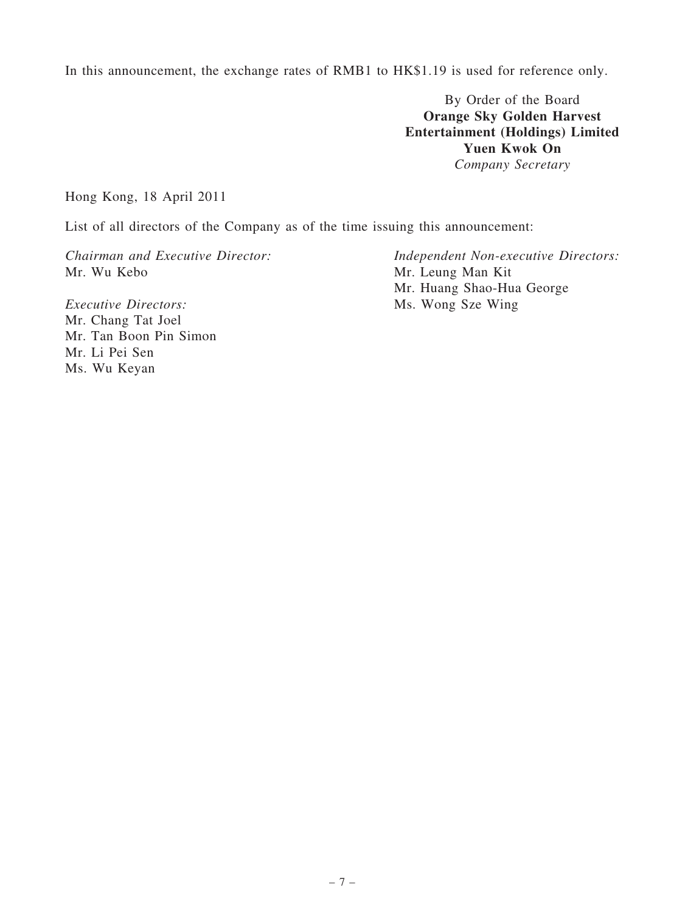In this announcement, the exchange rates of RMB1 to HK$1.19 is used for reference only.

By Order of the Board
**Orange Sky Golden Harvest Entertainment (Holdings) Limited**
**Yuen Kwok On**
*Company Secretary*

Hong Kong, 18 April 2011

List of all directors of the Company as of the time issuing this announcement:

*Chairman and Executive Director:*
Mr. Wu Kebo

*Executive Directors:*
Mr. Chang Tat Joel
Mr. Tan Boon Pin Simon
Mr. Li Pei Sen
Ms. Wu Keyan

*Independent Non-executive Directors:*
Mr. Leung Man Kit
Mr. Huang Shao-Hua George
Ms. Wong Sze Wing